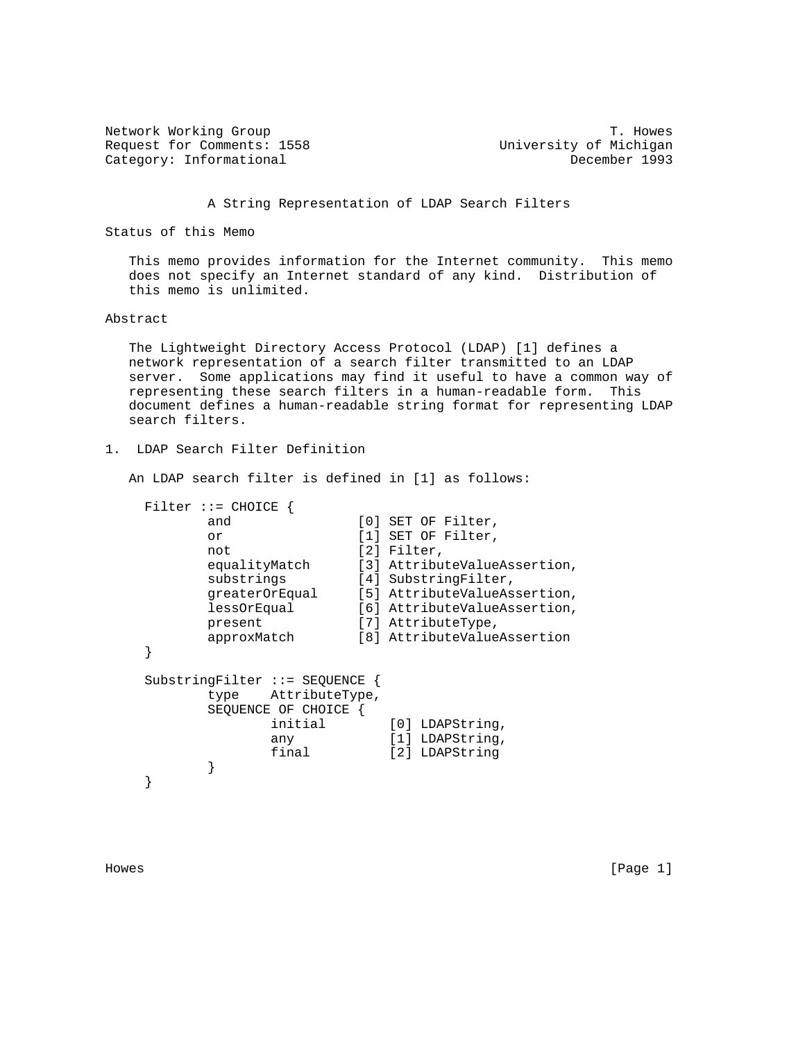Network Working Group T. Howes
Request for Comments: 1558 University of Michigan
Category: Informational December 1993

# A String Representation of LDAP Search Filters

## Status of this Memo

This memo provides information for the Internet community. This memo does not specify an Internet standard of any kind. Distribution of this memo is unlimited.

## Abstract

The Lightweight Directory Access Protocol (LDAP) [1] defines a network representation of a search filter transmitted to an LDAP server. Some applications may find it useful to have a common way of representing these search filters in a human-readable form. This document defines a human-readable string format for representing LDAP search filters.

## 1. LDAP Search Filter Definition

An LDAP search filter is defined in [1] as follows:

```
Filter ::= CHOICE {
        and                [0] SET OF Filter,
        or                 [1] SET OF Filter,
        not                [2] Filter,
        equalityMatch      [3] AttributeValueAssertion,
        substrings         [4] SubstringFilter,
        greaterOrEqual     [5] AttributeValueAssertion,
        lessOrEqual        [6] AttributeValueAssertion,
        present            [7] AttributeType,
        approxMatch        [8] AttributeValueAssertion
}

SubstringFilter ::= SEQUENCE {
        type    AttributeType,
        SEQUENCE OF CHOICE {
                initial        [0] LDAPString,
                any            [1] LDAPString,
                final          [2] LDAPString
        }
}
```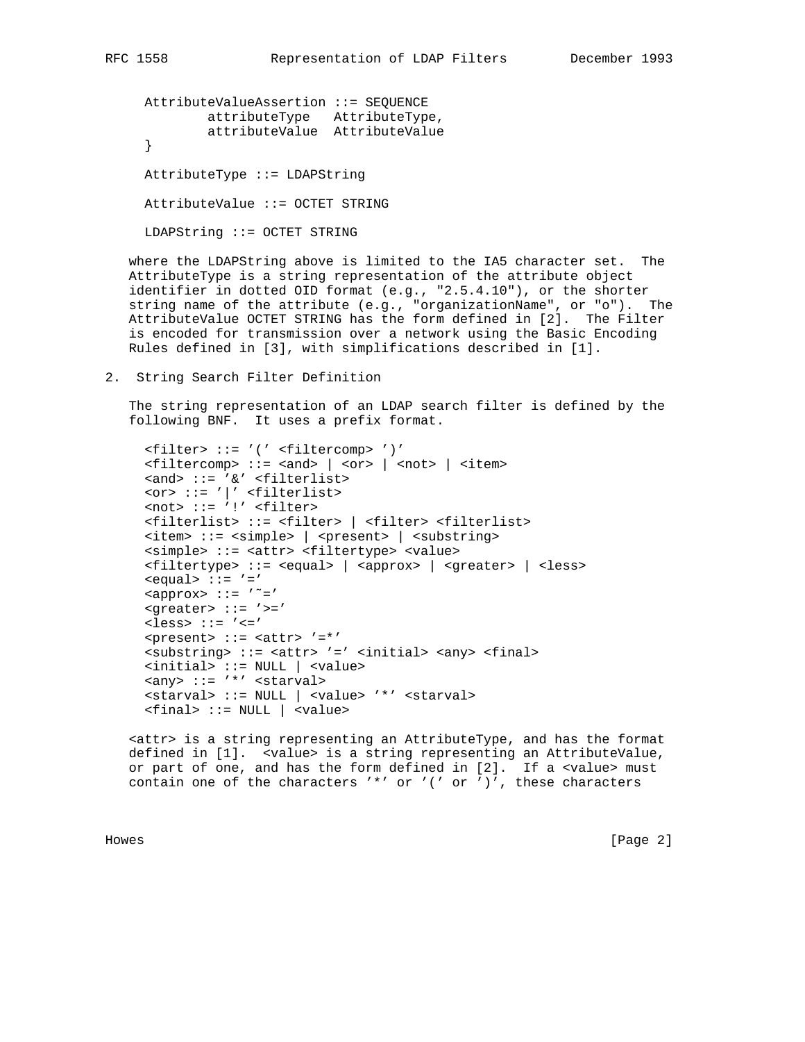```
AttributeValueAssertion ::= SEQUENCE
        attributeType   AttributeType,
        attributeValue  AttributeValue
}

AttributeType ::= LDAPString

AttributeValue ::= OCTET STRING

LDAPString ::= OCTET STRING
```

where the LDAPString above is limited to the IA5 character set. The AttributeType is a string representation of the attribute object identifier in dotted OID format (e.g., "2.5.4.10"), or the shorter string name of the attribute (e.g., "organizationName", or "o"). The AttributeValue OCTET STRING has the form defined in [2]. The Filter is encoded for transmission over a network using the Basic Encoding Rules defined in [3], with simplifications described in [1].

## 2. String Search Filter Definition

The string representation of an LDAP search filter is defined by the following BNF. It uses a prefix format.

```
<filter> ::= '(' <filtercomp> ')'
<filtercomp> ::= <and> | <or> | <not> | <item>
<and> ::= '&' <filterlist>
<or> ::= '|' <filterlist>
<not> ::= '!' <filter>
<filterlist> ::= <filter> | <filter> <filterlist>
<item> ::= <simple> | <present> | <substring>
<simple> ::= <attr> <filtertype> <value>
<filtertype> ::= <equal> | <approx> | <greater> | <less>
<equal> ::= '='
<approx> ::= '~='
<greater> ::= '>='
<less> ::= '<='
<present> ::= <attr> '=*'
<substring> ::= <attr> '=' <initial> <any> <final>
<initial> ::= NULL | <value>
<any> ::= '*' <starval>
<starval> ::= NULL | <value> '*' <starval>
<final> ::= NULL | <value>
```

<attr> is a string representing an AttributeType, and has the format defined in [1]. <value> is a string representing an AttributeValue, or part of one, and has the form defined in [2]. If a <value> must contain one of the characters '*' or '(' or ')', these characters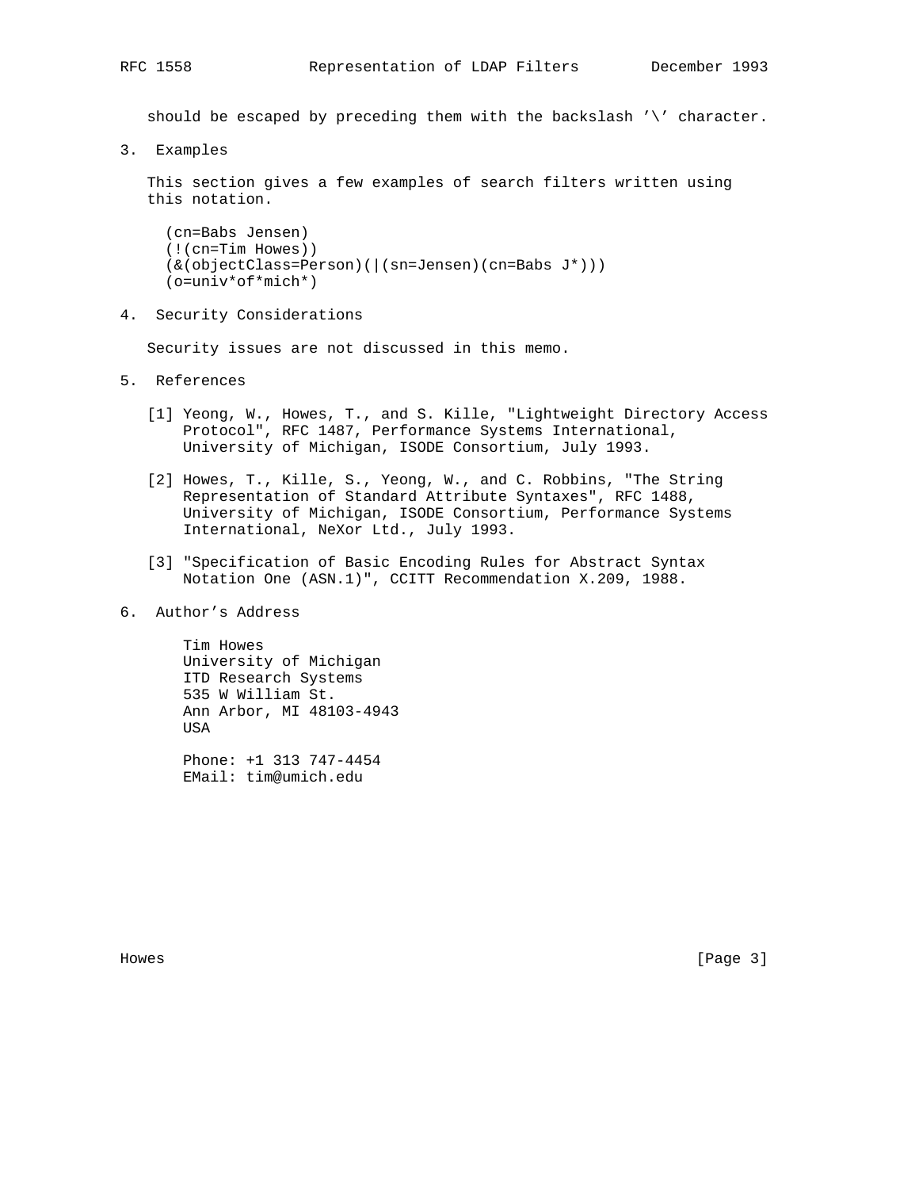should be escaped by preceding them with the backslash '\' character.

## 3. Examples

This section gives a few examples of search filters written using this notation.

```
(cn=Babs Jensen)
(!(cn=Tim Howes))
(&(objectClass=Person)(|(sn=Jensen)(cn=Babs J*)))
(o=univ*of*mich*)
```

## 4. Security Considerations

Security issues are not discussed in this memo.

## 5. References

[1] Yeong, W., Howes, T., and S. Kille, "Lightweight Directory Access Protocol", RFC 1487, Performance Systems International, University of Michigan, ISODE Consortium, July 1993.

[2] Howes, T., Kille, S., Yeong, W., and C. Robbins, "The String Representation of Standard Attribute Syntaxes", RFC 1488, University of Michigan, ISODE Consortium, Performance Systems International, NeXor Ltd., July 1993.

[3] "Specification of Basic Encoding Rules for Abstract Syntax Notation One (ASN.1)", CCITT Recommendation X.209, 1988.

## 6. Author's Address

Tim Howes
University of Michigan
ITD Research Systems
535 W William St.
Ann Arbor, MI 48103-4943
USA

Phone: +1 313 747-4454
EMail: tim@umich.edu